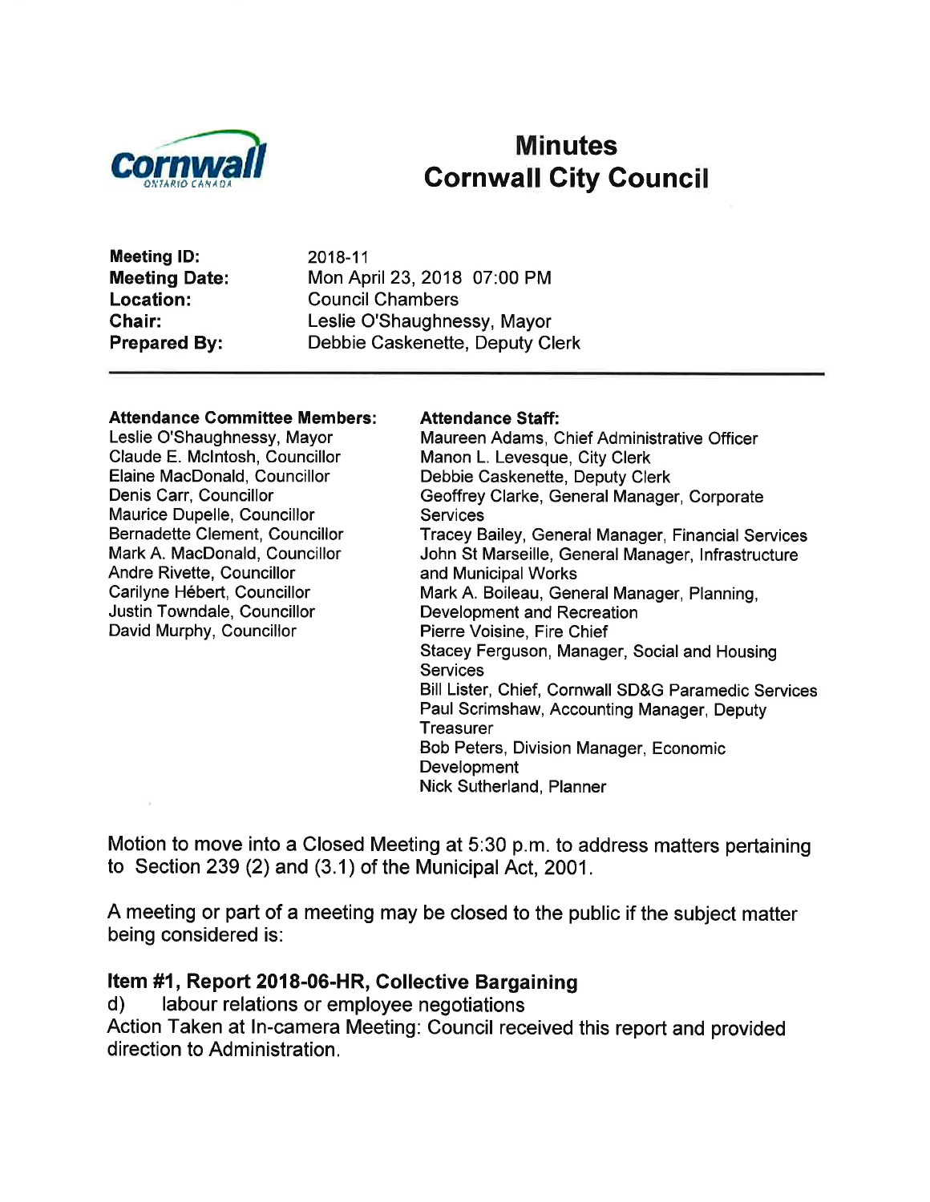Cornwall
ONTARIO CANADA

# Minutes
# Cornwall City Council

**Meeting ID:** 2018-11
**Meeting Date:** Mon April 23, 2018 07:00 PM
**Location:** Council Chambers
**Chair:** Leslie O'Shaughnessy, Mayor
**Prepared By:** Debbie Caskenette, Deputy Clerk

---

**Attendance Committee Members:**
Leslie O'Shaughnessy, Mayor
Claude E. McIntosh, Councillor
Elaine MacDonald, Councillor
Denis Carr, Councillor
Maurice Dupelle, Councillor
Bernadette Clement, Councillor
Mark A. MacDonald, Councillor
Andre Rivette, Councillor
Carilyne Hébert, Councillor
Justin Towndale, Councillor
David Murphy, Councillor

**Attendance Staff:**
Maureen Adams, Chief Administrative Officer
Manon L. Levesque, City Clerk
Debbie Caskenette, Deputy Clerk
Geoffrey Clarke, General Manager, Corporate Services
Tracey Bailey, General Manager, Financial Services
John St Marseille, General Manager, Infrastructure and Municipal Works
Mark A. Boileau, General Manager, Planning, Development and Recreation
Pierre Voisine, Fire Chief
Stacey Ferguson, Manager, Social and Housing Services
Bill Lister, Chief, Cornwall SD&G Paramedic Services
Paul Scrimshaw, Accounting Manager, Deputy Treasurer
Bob Peters, Division Manager, Economic Development
Nick Sutherland, Planner

Motion to move into a Closed Meeting at 5:30 p.m. to address matters pertaining to Section 239 (2) and (3.1) of the Municipal Act, 2001.

A meeting or part of a meeting may be closed to the public if the subject matter being considered is:

**Item #1, Report 2018-06-HR, Collective Bargaining**
d) labour relations or employee negotiations
Action Taken at In-camera Meeting: Council received this report and provided direction to Administration.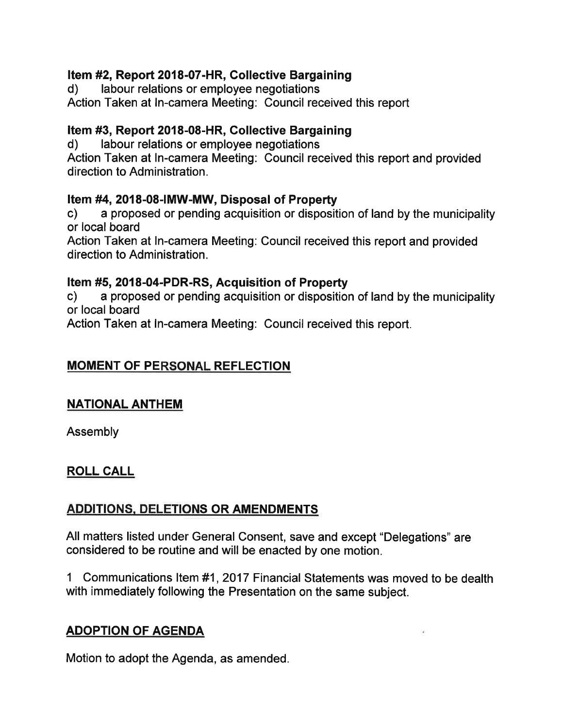### Item #2, Report 2018-07-HR, Collective Bargaining

d) labour relations or employee negotiations

Action Taken at In-camera Meeting: Council received this report

### Item #3, Report 2018-08-HR, Collective Bargaining

d) labour relations or employee negotiations

Action Taken at In-camera Meeting: Council received this report and provided direction to Administration.

### Item #4, 2018-08-IMW-MW, Disposal of Property

c) a proposed or pending acquisition or disposition of land by the municipality or local board

Action Taken at In-camera Meeting: Council received this report and provided direction to Administration.

### Item #5, 2018-04-PDR-RS, Acquisition of Property

c) a proposed or pending acquisition or disposition of land by the municipality or local board

Action Taken at In-camera Meeting: Council received this report.

## MOMENT OF PERSONAL REFLECTION

## NATIONAL ANTHEM

Assembly

## ROLL CALL

## ADDITIONS, DELETIONS OR AMENDMENTS

All matters listed under General Consent, save and except "Delegations" are considered to be routine and will be enacted by one motion.

1 Communications Item #1, 2017 Financial Statements was moved to be dealth with immediately following the Presentation on the same subject.

## ADOPTION OF AGENDA

Motion to adopt the Agenda, as amended.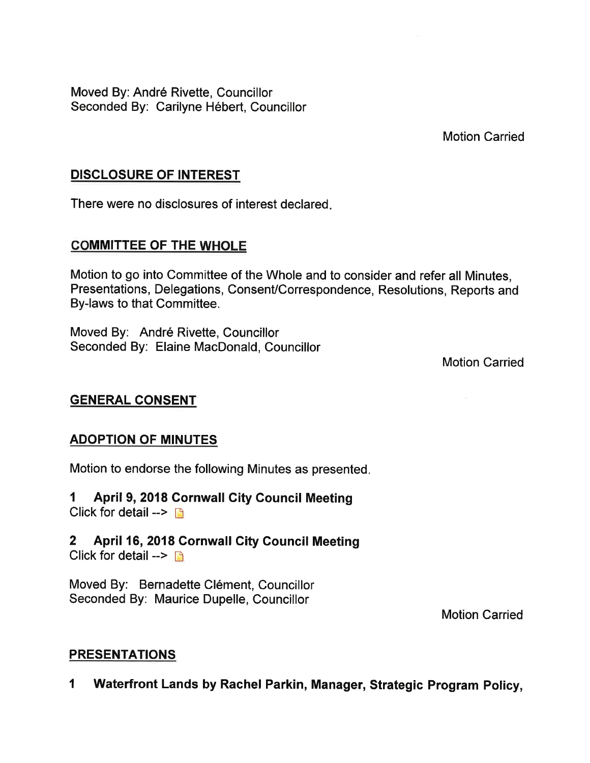Moved By: André Rivette, Councillor
Seconded By: Carilyne Hébert, Councillor

Motion Carried

## DISCLOSURE OF INTEREST

There were no disclosures of interest declared.

## COMMITTEE OF THE WHOLE

Motion to go into Committee of the Whole and to consider and refer all Minutes, Presentations, Delegations, Consent/Correspondence, Resolutions, Reports and By-laws to that Committee.

Moved By: André Rivette, Councillor
Seconded By: Elaine MacDonald, Councillor

Motion Carried

## GENERAL CONSENT

## ADOPTION OF MINUTES

Motion to endorse the following Minutes as presented.

**1 April 9, 2018 Cornwall City Council Meeting**
Click for detail -->

**2 April 16, 2018 Cornwall City Council Meeting**
Click for detail -->

Moved By: Bernadette Clément, Councillor
Seconded By: Maurice Dupelle, Councillor

Motion Carried

## PRESENTATIONS

**1 Waterfront Lands by Rachel Parkin, Manager, Strategic Program Policy,**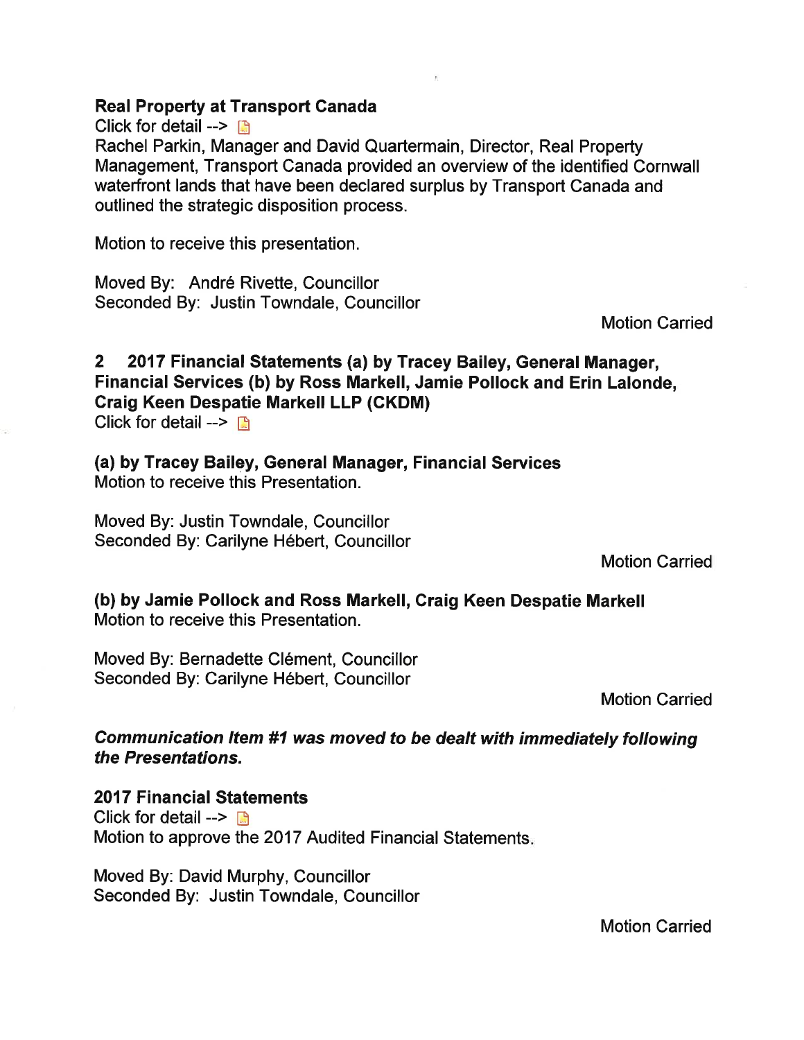**Real Property at Transport Canada**

Click for detail -->

Rachel Parkin, Manager and David Quartermain, Director, Real Property Management, Transport Canada provided an overview of the identified Cornwall waterfront lands that have been declared surplus by Transport Canada and outlined the strategic disposition process.

Motion to receive this presentation.

Moved By: André Rivette, Councillor
Seconded By: Justin Towndale, Councillor

Motion Carried

**2 2017 Financial Statements (a) by Tracey Bailey, General Manager, Financial Services (b) by Ross Markell, Jamie Pollock and Erin Lalonde, Craig Keen Despatie Markell LLP (CKDM)**

Click for detail -->

**(a) by Tracey Bailey, General Manager, Financial Services**

Motion to receive this Presentation.

Moved By: Justin Towndale, Councillor
Seconded By: Carilyne Hébert, Councillor

Motion Carried

**(b) by Jamie Pollock and Ross Markell, Craig Keen Despatie Markell**

Motion to receive this Presentation.

Moved By: Bernadette Clément, Councillor
Seconded By: Carilyne Hébert, Councillor

Motion Carried

***Communication Item #1 was moved to be dealt with immediately following the Presentations.***

**2017 Financial Statements**

Click for detail -->

Motion to approve the 2017 Audited Financial Statements.

Moved By: David Murphy, Councillor
Seconded By: Justin Towndale, Councillor

Motion Carried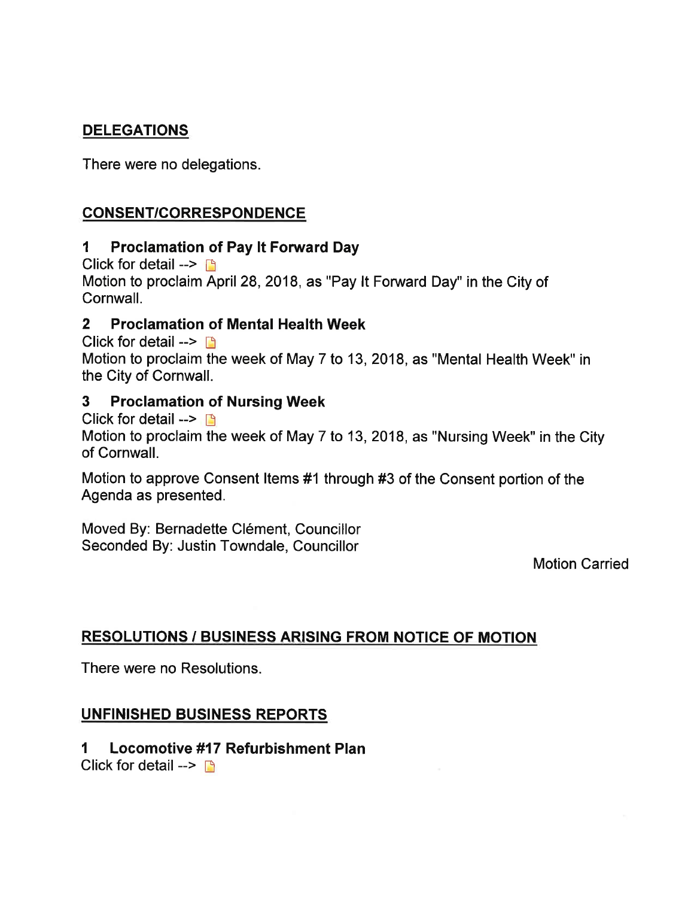## DELEGATIONS

There were no delegations.

## CONSENT/CORRESPONDENCE

### 1 Proclamation of Pay It Forward Day

Click for detail -->

Motion to proclaim April 28, 2018, as "Pay It Forward Day" in the City of Cornwall.

### 2 Proclamation of Mental Health Week

Click for detail -->

Motion to proclaim the week of May 7 to 13, 2018, as "Mental Health Week" in the City of Cornwall.

### 3 Proclamation of Nursing Week

Click for detail -->

Motion to proclaim the week of May 7 to 13, 2018, as "Nursing Week" in the City of Cornwall.

Motion to approve Consent Items #1 through #3 of the Consent portion of the Agenda as presented.

Moved By: Bernadette Clément, Councillor
Seconded By: Justin Towndale, Councillor

Motion Carried

## RESOLUTIONS / BUSINESS ARISING FROM NOTICE OF MOTION

There were no Resolutions.

## UNFINISHED BUSINESS REPORTS

### 1 Locomotive #17 Refurbishment Plan

Click for detail -->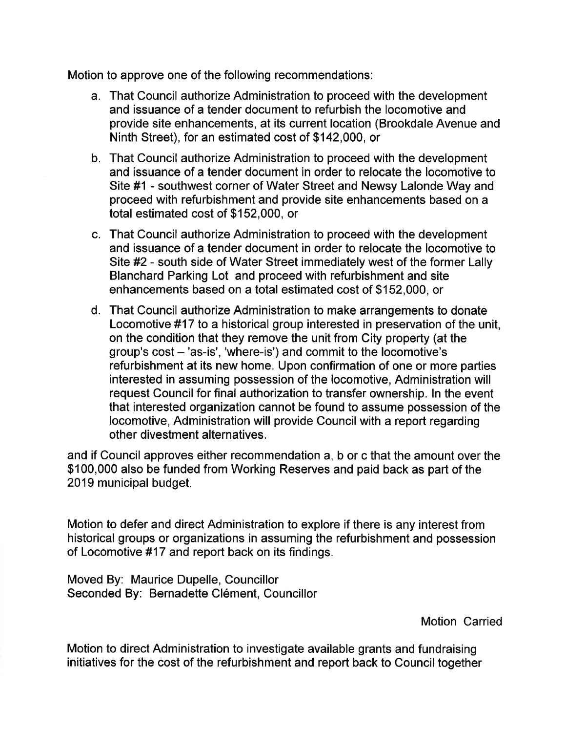Motion to approve one of the following recommendations:

a. That Council authorize Administration to proceed with the development and issuance of a tender document to refurbish the locomotive and provide site enhancements, at its current location (Brookdale Avenue and Ninth Street), for an estimated cost of $142,000, or

b. That Council authorize Administration to proceed with the development and issuance of a tender document in order to relocate the locomotive to Site #1 - southwest corner of Water Street and Newsy Lalonde Way and proceed with refurbishment and provide site enhancements based on a total estimated cost of $152,000, or

c. That Council authorize Administration to proceed with the development and issuance of a tender document in order to relocate the locomotive to Site #2 - south side of Water Street immediately west of the former Lally Blanchard Parking Lot and proceed with refurbishment and site enhancements based on a total estimated cost of $152,000, or

d. That Council authorize Administration to make arrangements to donate Locomotive #17 to a historical group interested in preservation of the unit, on the condition that they remove the unit from City property (at the group's cost – 'as-is', 'where-is') and commit to the locomotive's refurbishment at its new home. Upon confirmation of one or more parties interested in assuming possession of the locomotive, Administration will request Council for final authorization to transfer ownership. In the event that interested organization cannot be found to assume possession of the locomotive, Administration will provide Council with a report regarding other divestment alternatives.

and if Council approves either recommendation a, b or c that the amount over the $100,000 also be funded from Working Reserves and paid back as part of the 2019 municipal budget.

Motion to defer and direct Administration to explore if there is any interest from historical groups or organizations in assuming the refurbishment and possession of Locomotive #17 and report back on its findings.

Moved By: Maurice Dupelle, Councillor
Seconded By: Bernadette Clément, Councillor

Motion Carried

Motion to direct Administration to investigate available grants and fundraising initiatives for the cost of the refurbishment and report back to Council together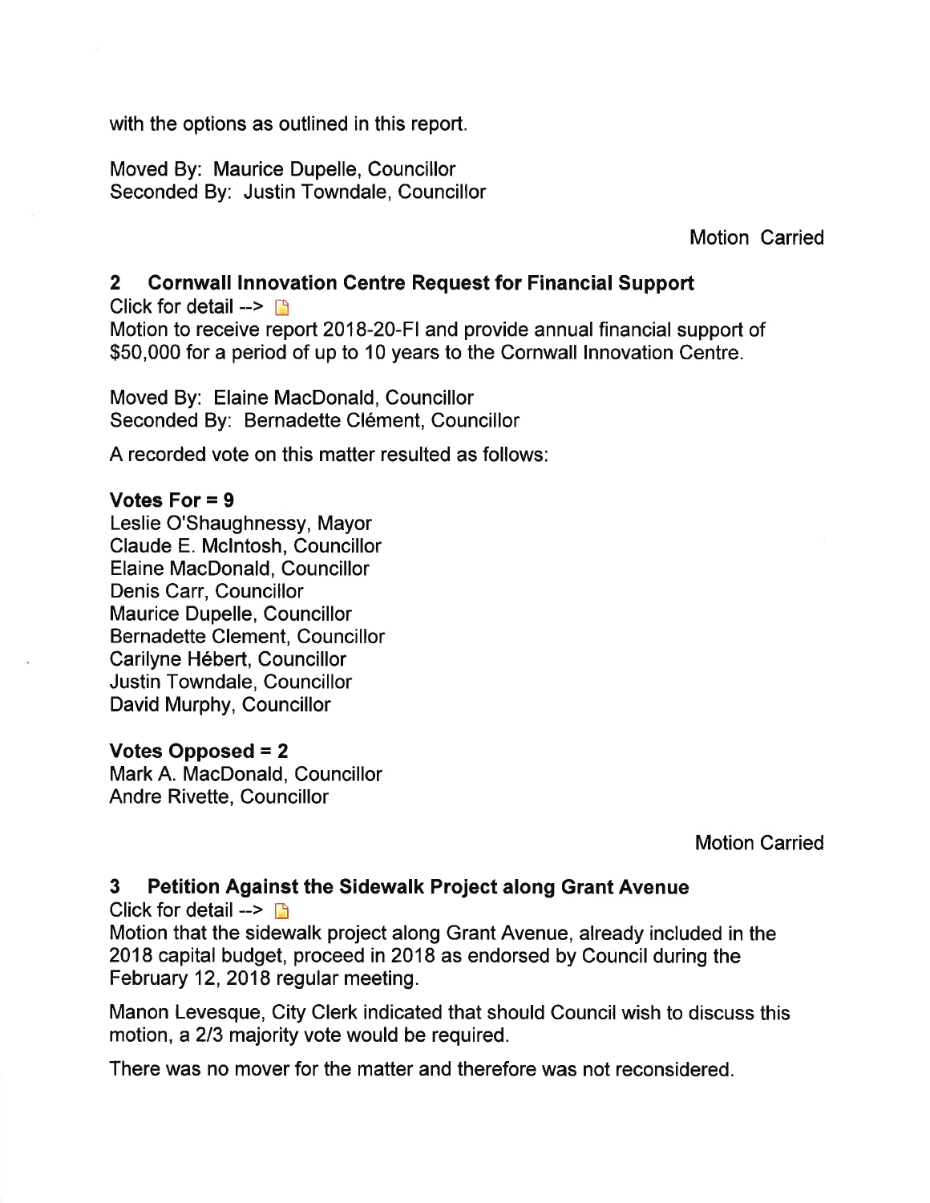with the options as outlined in this report.

Moved By: Maurice Dupelle, Councillor
Seconded By: Justin Towndale, Councillor

Motion Carried

## 2 Cornwall Innovation Centre Request for Financial Support

Click for detail -->

Motion to receive report 2018-20-FI and provide annual financial support of $50,000 for a period of up to 10 years to the Cornwall Innovation Centre.

Moved By: Elaine MacDonald, Councillor
Seconded By: Bernadette Clément, Councillor

A recorded vote on this matter resulted as follows:

**Votes For = 9**

Leslie O'Shaughnessy, Mayor
Claude E. McIntosh, Councillor
Elaine MacDonald, Councillor
Denis Carr, Councillor
Maurice Dupelle, Councillor
Bernadette Clement, Councillor
Carilyne Hébert, Councillor
Justin Towndale, Councillor
David Murphy, Councillor

**Votes Opposed = 2**

Mark A. MacDonald, Councillor
Andre Rivette, Councillor

Motion Carried

## 3 Petition Against the Sidewalk Project along Grant Avenue

Click for detail -->

Motion that the sidewalk project along Grant Avenue, already included in the 2018 capital budget, proceed in 2018 as endorsed by Council during the February 12, 2018 regular meeting.

Manon Levesque, City Clerk indicated that should Council wish to discuss this motion, a 2/3 majority vote would be required.

There was no mover for the matter and therefore was not reconsidered.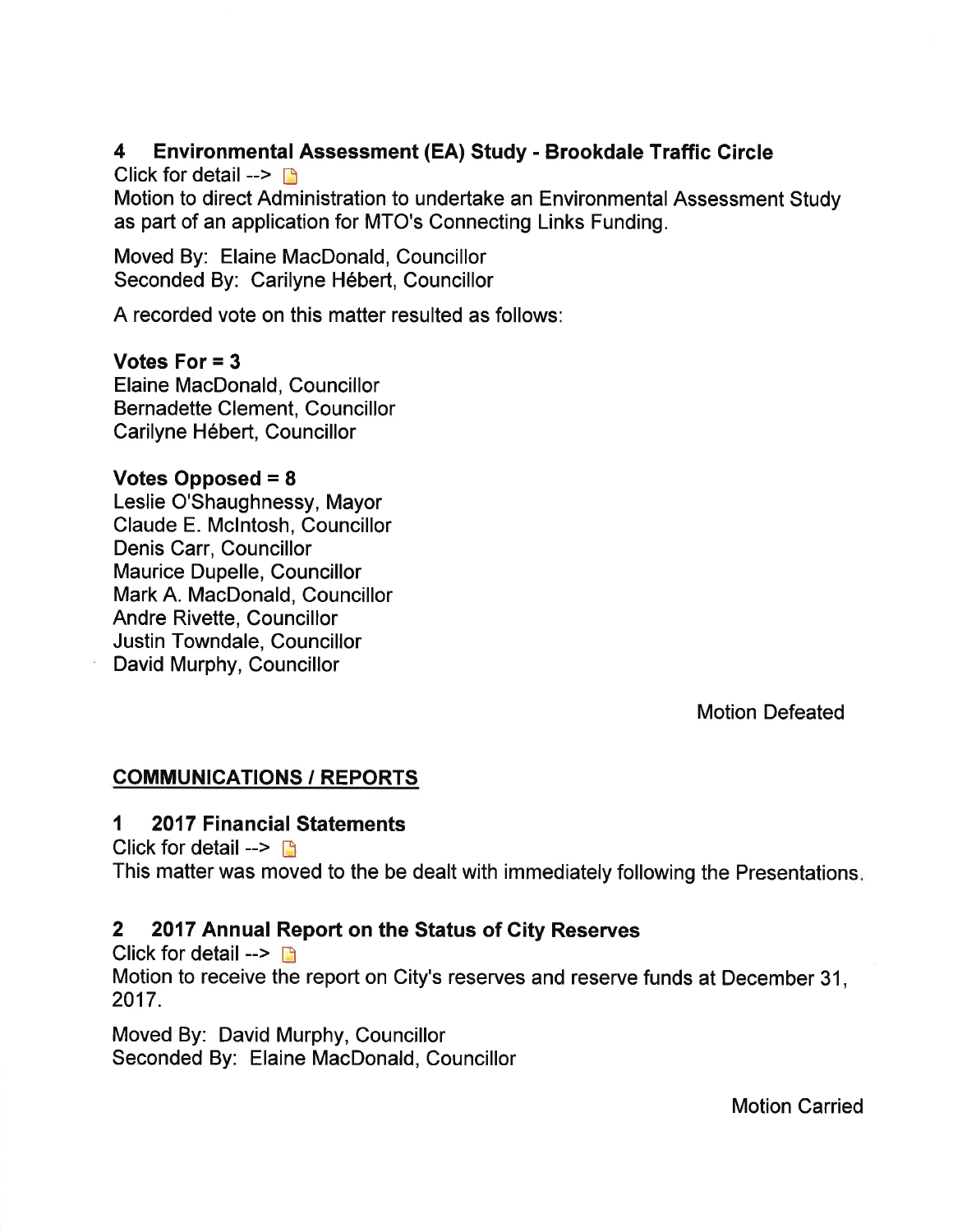### 4 Environmental Assessment (EA) Study - Brookdale Traffic Circle

Click for detail -->

Motion to direct Administration to undertake an Environmental Assessment Study as part of an application for MTO's Connecting Links Funding.

Moved By: Elaine MacDonald, Councillor
Seconded By: Carilyne Hébert, Councillor

A recorded vote on this matter resulted as follows:

**Votes For = 3**
Elaine MacDonald, Councillor
Bernadette Clement, Councillor
Carilyne Hébert, Councillor

**Votes Opposed = 8**
Leslie O'Shaughnessy, Mayor
Claude E. McIntosh, Councillor
Denis Carr, Councillor
Maurice Dupelle, Councillor
Mark A. MacDonald, Councillor
Andre Rivette, Councillor
Justin Towndale, Councillor
David Murphy, Councillor

Motion Defeated

## COMMUNICATIONS / REPORTS

### 1 2017 Financial Statements

Click for detail -->

This matter was moved to the be dealt with immediately following the Presentations.

### 2 2017 Annual Report on the Status of City Reserves

Click for detail -->

Motion to receive the report on City's reserves and reserve funds at December 31, 2017.

Moved By: David Murphy, Councillor
Seconded By: Elaine MacDonald, Councillor

Motion Carried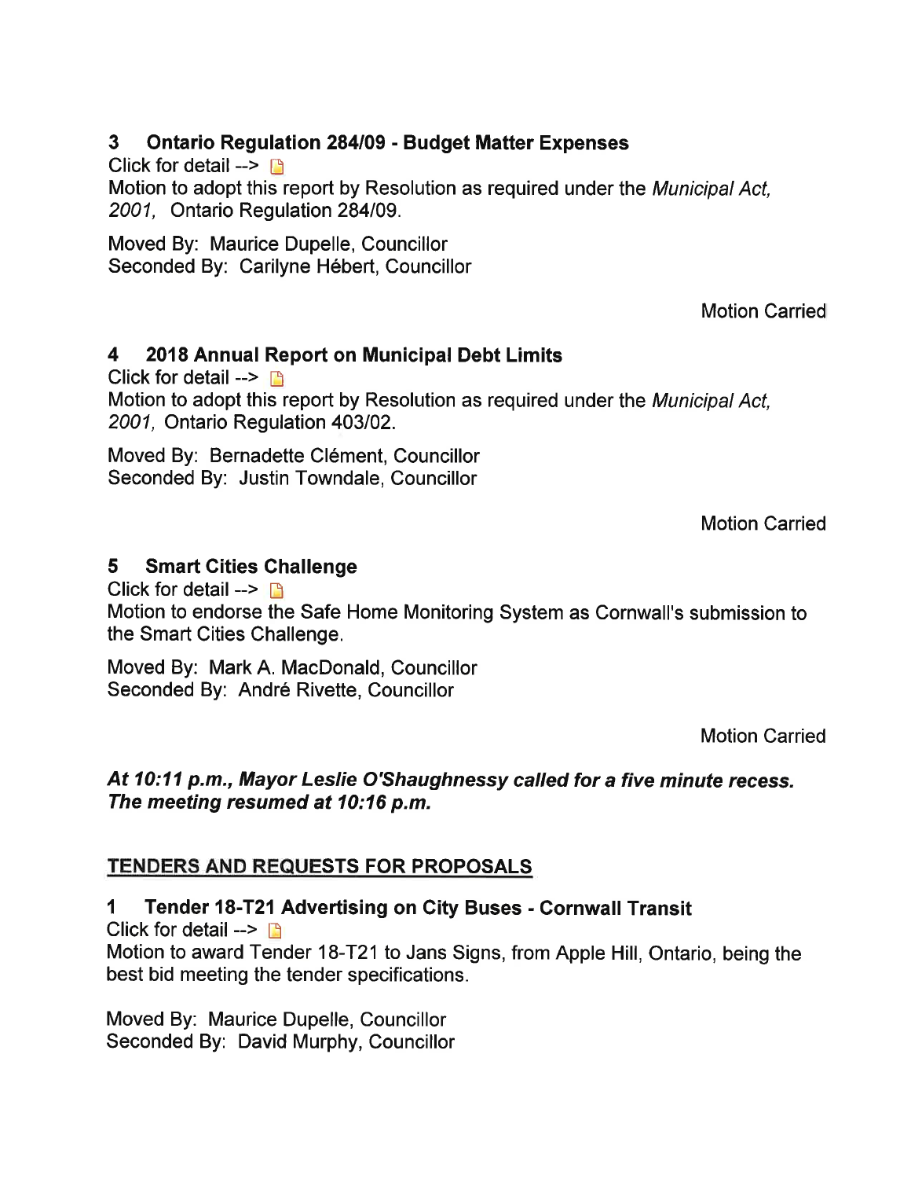### 3 Ontario Regulation 284/09 - Budget Matter Expenses

Click for detail -->

Motion to adopt this report by Resolution as required under the *Municipal Act, 2001,* Ontario Regulation 284/09.

Moved By: Maurice Dupelle, Councillor
Seconded By: Carilyne Hébert, Councillor

Motion Carried

### 4 2018 Annual Report on Municipal Debt Limits

Click for detail -->

Motion to adopt this report by Resolution as required under the *Municipal Act, 2001,* Ontario Regulation 403/02.

Moved By: Bernadette Clément, Councillor
Seconded By: Justin Towndale, Councillor

Motion Carried

### 5 Smart Cities Challenge

Click for detail -->

Motion to endorse the Safe Home Monitoring System as Cornwall's submission to the Smart Cities Challenge.

Moved By: Mark A. MacDonald, Councillor
Seconded By: André Rivette, Councillor

Motion Carried

***At 10:11 p.m., Mayor Leslie O'Shaughnessy called for a five minute recess. The meeting resumed at 10:16 p.m.***

## TENDERS AND REQUESTS FOR PROPOSALS

### 1 Tender 18-T21 Advertising on City Buses - Cornwall Transit

Click for detail -->

Motion to award Tender 18-T21 to Jans Signs, from Apple Hill, Ontario, being the best bid meeting the tender specifications.

Moved By: Maurice Dupelle, Councillor
Seconded By: David Murphy, Councillor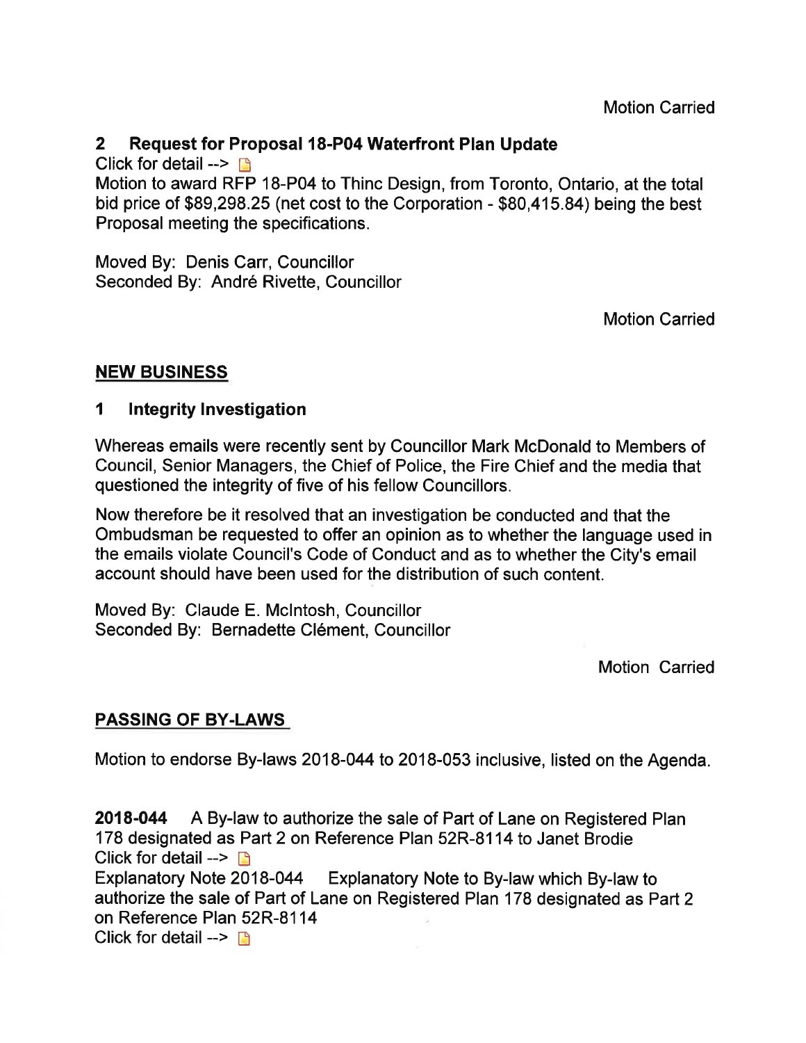Motion Carried

## 2 Request for Proposal 18-P04 Waterfront Plan Update

Click for detail -->

Motion to award RFP 18-P04 to Thinc Design, from Toronto, Ontario, at the total bid price of $89,298.25 (net cost to the Corporation - $80,415.84) being the best Proposal meeting the specifications.

Moved By: Denis Carr, Councillor
Seconded By: André Rivette, Councillor

Motion Carried

## NEW BUSINESS

### 1 Integrity Investigation

Whereas emails were recently sent by Councillor Mark McDonald to Members of Council, Senior Managers, the Chief of Police, the Fire Chief and the media that questioned the integrity of five of his fellow Councillors.

Now therefore be it resolved that an investigation be conducted and that the Ombudsman be requested to offer an opinion as to whether the language used in the emails violate Council's Code of Conduct and as to whether the City's email account should have been used for the distribution of such content.

Moved By: Claude E. McIntosh, Councillor
Seconded By: Bernadette Clément, Councillor

Motion Carried

## PASSING OF BY-LAWS

Motion to endorse By-laws 2018-044 to 2018-053 inclusive, listed on the Agenda.

**2018-044** A By-law to authorize the sale of Part of Lane on Registered Plan 178 designated as Part 2 on Reference Plan 52R-8114 to Janet Brodie
Click for detail -->
Explanatory Note 2018-044 Explanatory Note to By-law which By-law to authorize the sale of Part of Lane on Registered Plan 178 designated as Part 2 on Reference Plan 52R-8114
Click for detail -->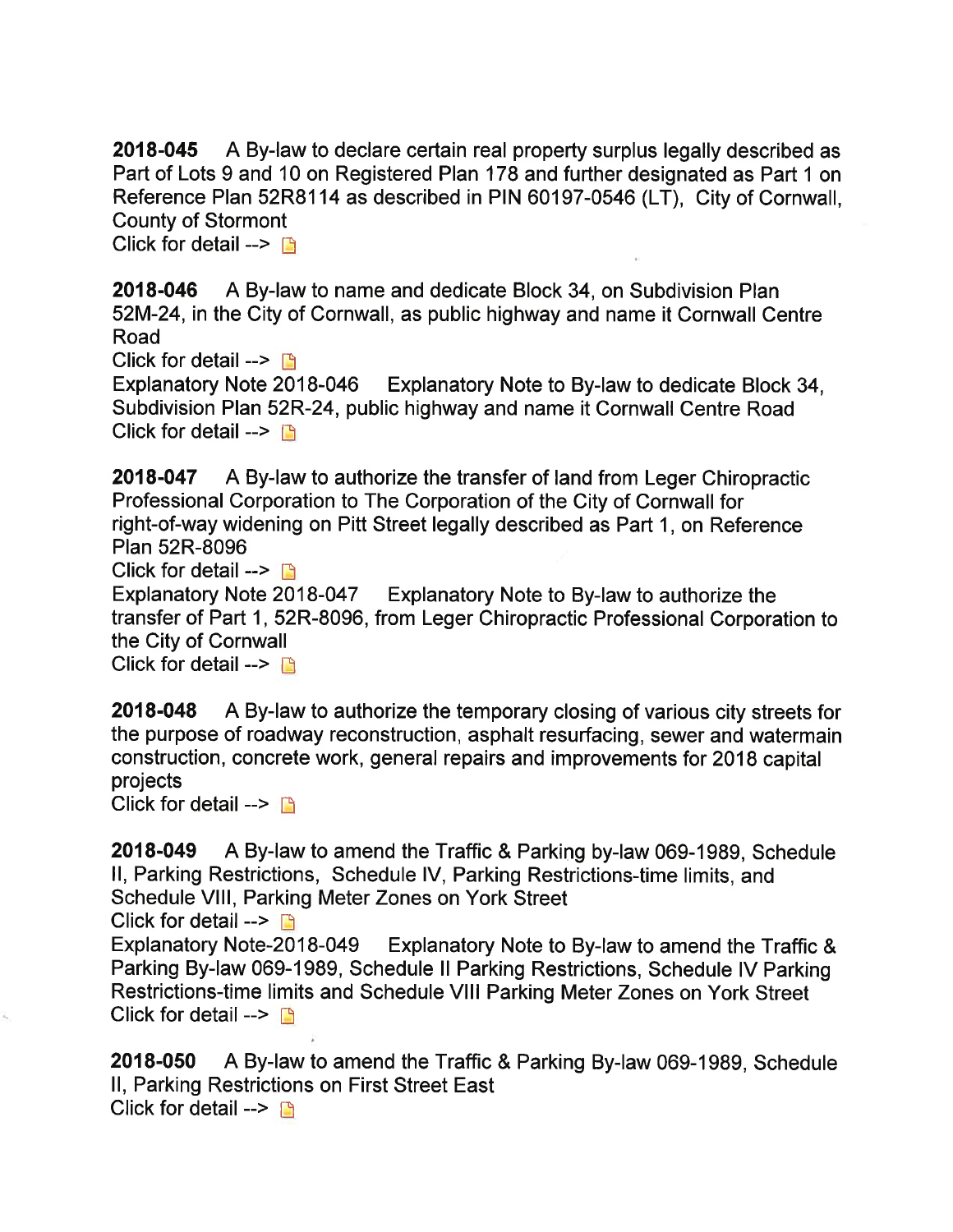**2018-045** A By-law to declare certain real property surplus legally described as Part of Lots 9 and 10 on Registered Plan 178 and further designated as Part 1 on Reference Plan 52R8114 as described in PIN 60197-0546 (LT), City of Cornwall, County of Stormont
Click for detail -->

**2018-046** A By-law to name and dedicate Block 34, on Subdivision Plan 52M-24, in the City of Cornwall, as public highway and name it Cornwall Centre Road
Click for detail -->
Explanatory Note 2018-046 Explanatory Note to By-law to dedicate Block 34, Subdivision Plan 52R-24, public highway and name it Cornwall Centre Road
Click for detail -->

**2018-047** A By-law to authorize the transfer of land from Leger Chiropractic Professional Corporation to The Corporation of the City of Cornwall for right-of-way widening on Pitt Street legally described as Part 1, on Reference Plan 52R-8096
Click for detail -->
Explanatory Note 2018-047 Explanatory Note to By-law to authorize the transfer of Part 1, 52R-8096, from Leger Chiropractic Professional Corporation to the City of Cornwall
Click for detail -->

**2018-048** A By-law to authorize the temporary closing of various city streets for the purpose of roadway reconstruction, asphalt resurfacing, sewer and watermain construction, concrete work, general repairs and improvements for 2018 capital projects
Click for detail -->

**2018-049** A By-law to amend the Traffic & Parking by-law 069-1989, Schedule II, Parking Restrictions, Schedule IV, Parking Restrictions-time limits, and Schedule VIII, Parking Meter Zones on York Street
Click for detail -->
Explanatory Note-2018-049 Explanatory Note to By-law to amend the Traffic & Parking By-law 069-1989, Schedule II Parking Restrictions, Schedule IV Parking Restrictions-time limits and Schedule VIII Parking Meter Zones on York Street
Click for detail -->

**2018-050** A By-law to amend the Traffic & Parking By-law 069-1989, Schedule II, Parking Restrictions on First Street East
Click for detail -->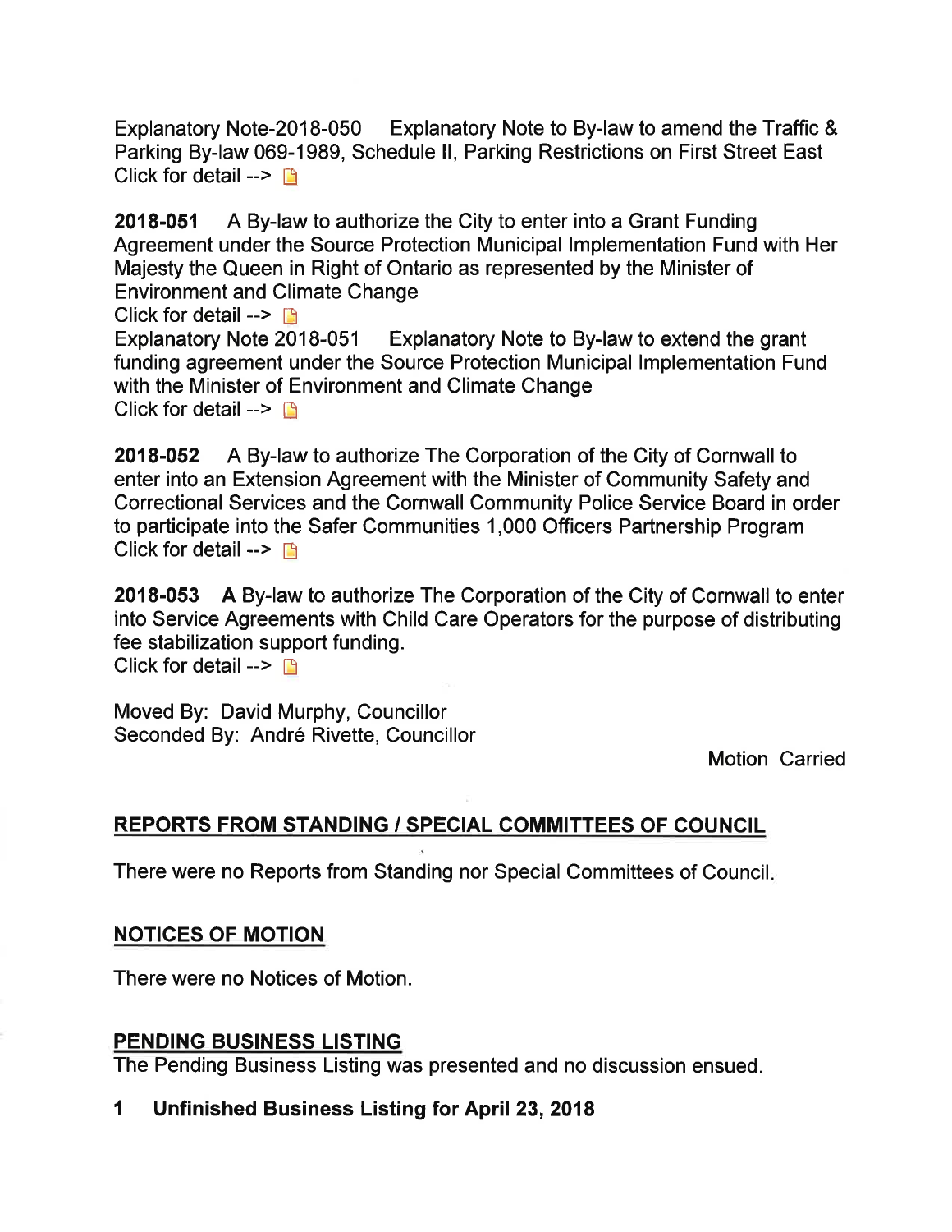Explanatory Note-2018-050 Explanatory Note to By-law to amend the Traffic & Parking By-law 069-1989, Schedule II, Parking Restrictions on First Street East
Click for detail -->

**2018-051** A By-law to authorize the City to enter into a Grant Funding Agreement under the Source Protection Municipal Implementation Fund with Her Majesty the Queen in Right of Ontario as represented by the Minister of Environment and Climate Change
Click for detail -->
Explanatory Note 2018-051 Explanatory Note to By-law to extend the grant funding agreement under the Source Protection Municipal Implementation Fund with the Minister of Environment and Climate Change
Click for detail -->

**2018-052** A By-law to authorize The Corporation of the City of Cornwall to enter into an Extension Agreement with the Minister of Community Safety and Correctional Services and the Cornwall Community Police Service Board in order to participate into the Safer Communities 1,000 Officers Partnership Program
Click for detail -->

**2018-053** **A** By-law to authorize The Corporation of the City of Cornwall to enter into Service Agreements with Child Care Operators for the purpose of distributing fee stabilization support funding.
Click for detail -->

Moved By: David Murphy, Councillor
Seconded By: André Rivette, Councillor

Motion Carried

## REPORTS FROM STANDING / SPECIAL COMMITTEES OF COUNCIL

There were no Reports from Standing nor Special Committees of Council.

## NOTICES OF MOTION

There were no Notices of Motion.

## PENDING BUSINESS LISTING

The Pending Business Listing was presented and no discussion ensued.

**1 Unfinished Business Listing for April 23, 2018**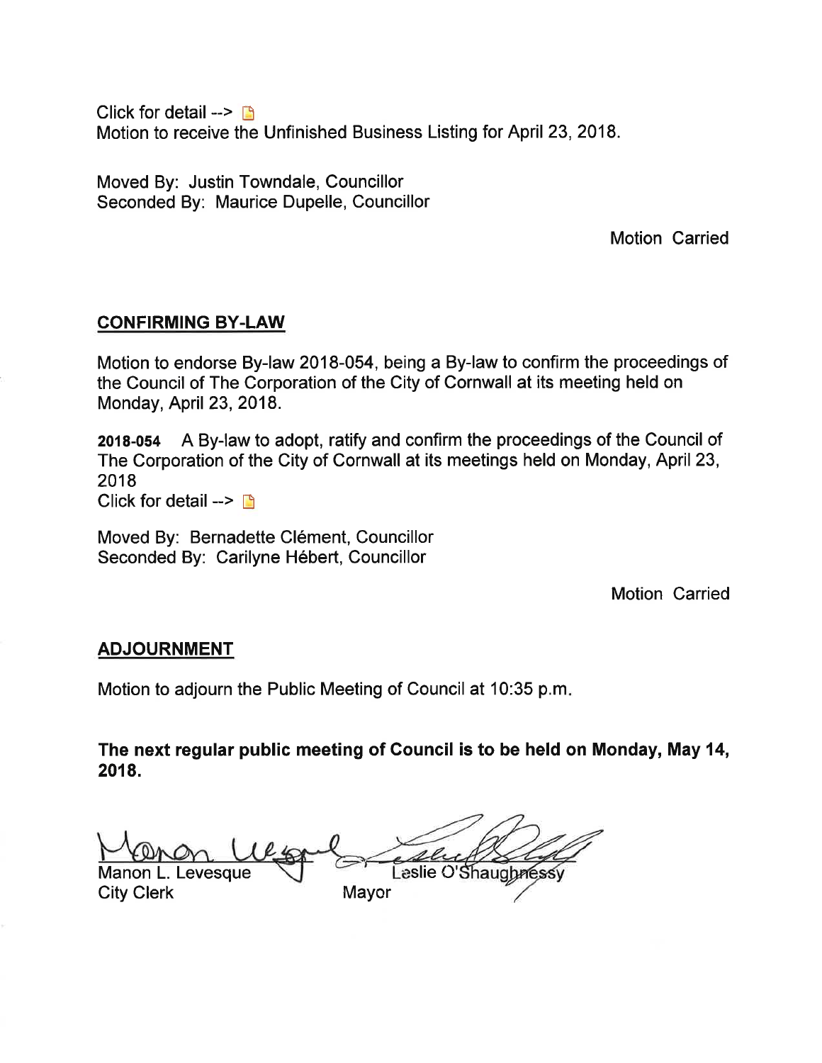Click for detail -->

Motion to receive the Unfinished Business Listing for April 23, 2018.

Moved By: Justin Towndale, Councillor
Seconded By: Maurice Dupelle, Councillor

Motion Carried

## CONFIRMING BY-LAW

Motion to endorse By-law 2018-054, being a By-law to confirm the proceedings of the Council of The Corporation of the City of Cornwall at its meeting held on Monday, April 23, 2018.

**2018-054** A By-law to adopt, ratify and confirm the proceedings of the Council of The Corporation of the City of Cornwall at its meetings held on Monday, April 23, 2018
Click for detail -->

Moved By: Bernadette Clément, Councillor
Seconded By: Carilyne Hébert, Councillor

Motion Carried

## ADJOURNMENT

Motion to adjourn the Public Meeting of Council at 10:35 p.m.

**The next regular public meeting of Council is to be held on Monday, May 14, 2018.**

Manon L. Levesque
City Clerk

Leslie O'Shaughnessy
Mayor